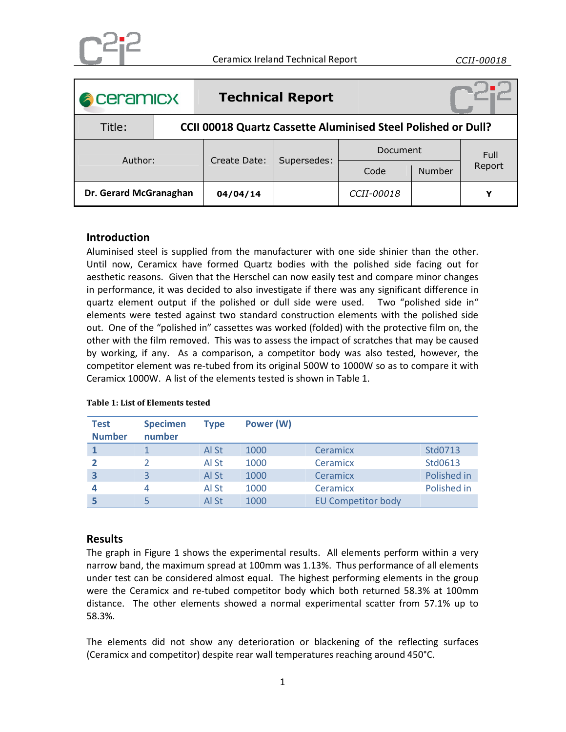| **ceramicx** | **Technical Report** | | | | |
|---|---|---|---|---|---|
| Title: | **CCII 00018 Quartz Cassette Aluminised Steel Polished or Dull?** | | | | |
| Author: | Create Date: | Supersedes: | Document | | Full Report |
| | | | Code | Number | |
| **Dr. Gerard McGranaghan** | **04/04/14** | | *CCII-00018* | | **Y** |

## Introduction

Aluminised steel is supplied from the manufacturer with one side shinier than the other. Until now, Ceramicx have formed Quartz bodies with the polished side facing out for aesthetic reasons. Given that the Herschel can now easily test and compare minor changes in performance, it was decided to also investigate if there was any significant difference in quartz element output if the polished or dull side were used. Two "polished side in" elements were tested against two standard construction elements with the polished side out. One of the "polished in" cassettes was worked (folded) with the protective film on, the other with the film removed. This was to assess the impact of scratches that may be caused by working, if any. As a comparison, a competitor body was also tested, however, the competitor element was re-tubed from its original 500W to 1000W so as to compare it with Ceramicx 1000W. A list of the elements tested is shown in Table 1.

**Table 1: List of Elements tested**

| Test Number | Specimen number | Type | Power (W) | | |
|---|---|---|---|---|---|
| **1** | 1 | Al St | 1000 | Ceramicx | Std0713 |
| **2** | 2 | Al St | 1000 | Ceramicx | Std0613 |
| **3** | 3 | Al St | 1000 | Ceramicx | Polished in |
| **4** | 4 | Al St | 1000 | Ceramicx | Polished in |
| **5** | 5 | Al St | 1000 | EU Competitor body | |

## Results

The graph in Figure 1 shows the experimental results. All elements perform within a very narrow band, the maximum spread at 100mm was 1.13%. Thus performance of all elements under test can be considered almost equal. The highest performing elements in the group were the Ceramicx and re-tubed competitor body which both returned 58.3% at 100mm distance. The other elements showed a normal experimental scatter from 57.1% up to 58.3%.

The elements did not show any deterioration or blackening of the reflecting surfaces (Ceramicx and competitor) despite rear wall temperatures reaching around 450°C.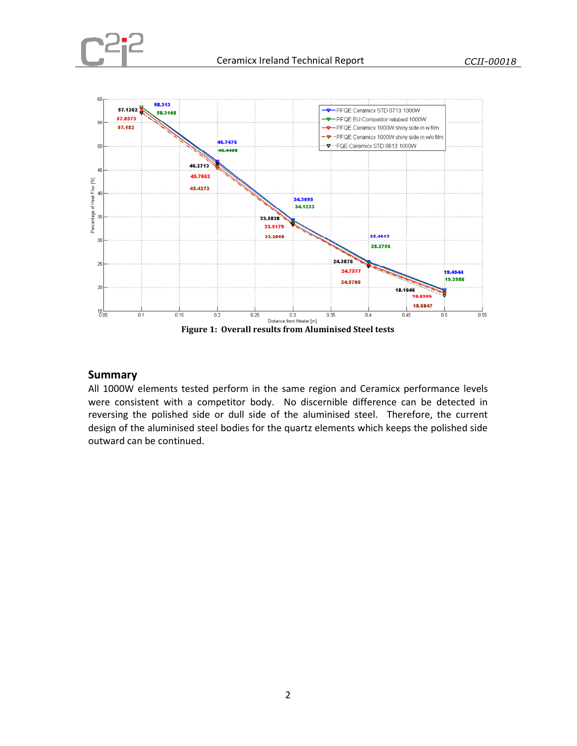PFQE Ceramicx STD 0713 1000W
PFQE EU Competitor rebuted 1000W
PFQE Ceramicx 1000W shiny side in w film
PFQE Ceramicx 1000W shiny side in w/o film
FQE Ceramicx STD 0613 1000W

57.1262
57.8573
57.182
58.313
58.3108
46.7476
46.4408
46.2713
45.7662
45.4272
34.3095
34.1233
33.5838
33.5179
33.2569
25.4612
25.2756
24.3876
24.7577
24.5705
19.4544
19.2986
18.1646
18.8506
18.6847

Percentage of Heat Flux [%]

Distance from Heater [m]

15
20
25
30
35
40
45
50
55
60

0.05
0.1
0.15
0.2
0.25
0.3
0.35
0.4
0.45
0.5
0.55

**Figure 1: Overall results from Aluminised Steel tests**

## Summary

All 1000W elements tested perform in the same region and Ceramicx performance levels were consistent with a competitor body. No discernible difference can be detected in reversing the polished side or dull side of the aluminised steel. Therefore, the current design of the aluminised steel bodies for the quartz elements which keeps the polished side outward can be continued.